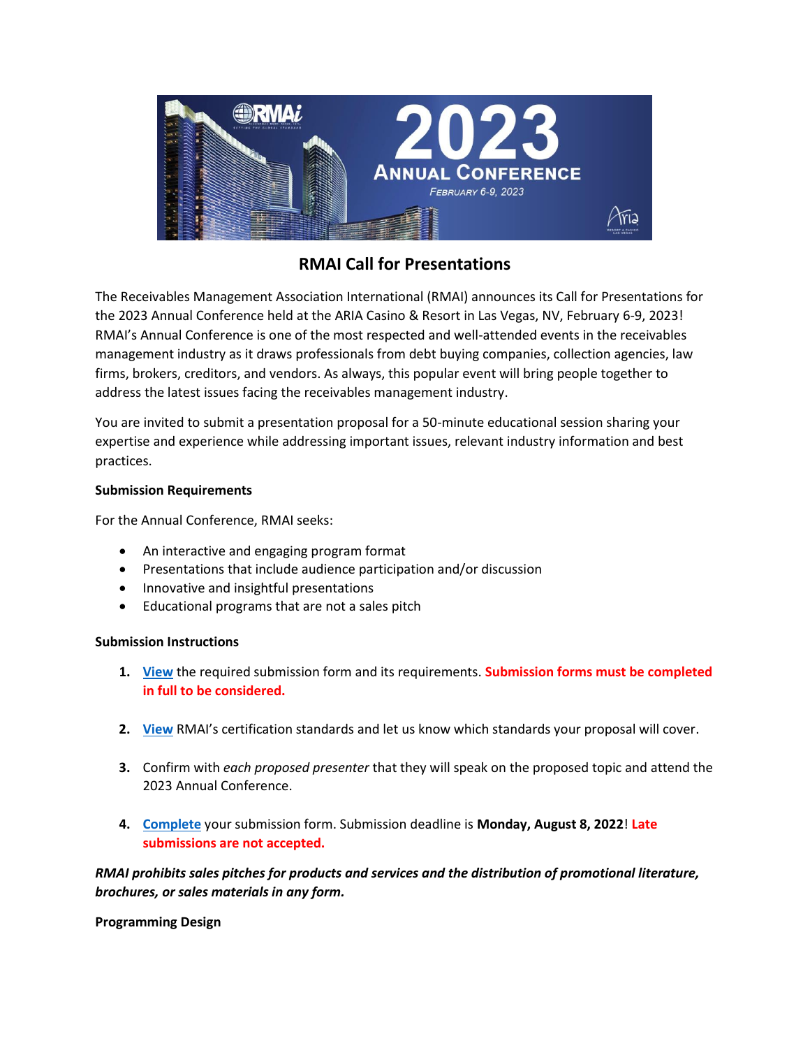# RMAI Call for Presentations

The Receivables Management Association International (RMAI) announces its Call for Presentations for the 2023 Annual Conference held at the ARIA Casino & Resort in Las Vegas, NV, February 6-9, 2023! RMAI's Annual Conference is one of the most respected and well-attended events in the receivables management industry as it draws professionals from debt buying companies, collection agencies, law firms, brokers, creditors, and vendors. As always, this popular event will bring people together to address the latest issues facing the receivables management industry.

You are invited to submit a presentation proposal for a 50-minute educational session sharing your expertise and experience while addressing important issues, relevant industry information and best practices.

**Submission Requirements**

For the Annual Conference, RMAI seeks:

- An interactive and engaging program format
- Presentations that include audience participation and/or discussion
- Innovative and insightful presentations
- Educational programs that are not a sales pitch

**Submission Instructions**

1. View the required submission form and its requirements. **Submission forms must be completed in full to be considered.**

2. View RMAI's certification standards and let us know which standards your proposal will cover.

3. Confirm with *each proposed presenter* that they will speak on the proposed topic and attend the 2023 Annual Conference.

4. Complete your submission form. Submission deadline is **Monday, August 8, 2022**! **Late submissions are not accepted.**

***RMAI prohibits sales pitches for products and services and the distribution of promotional literature, brochures, or sales materials in any form.***

**Programming Design**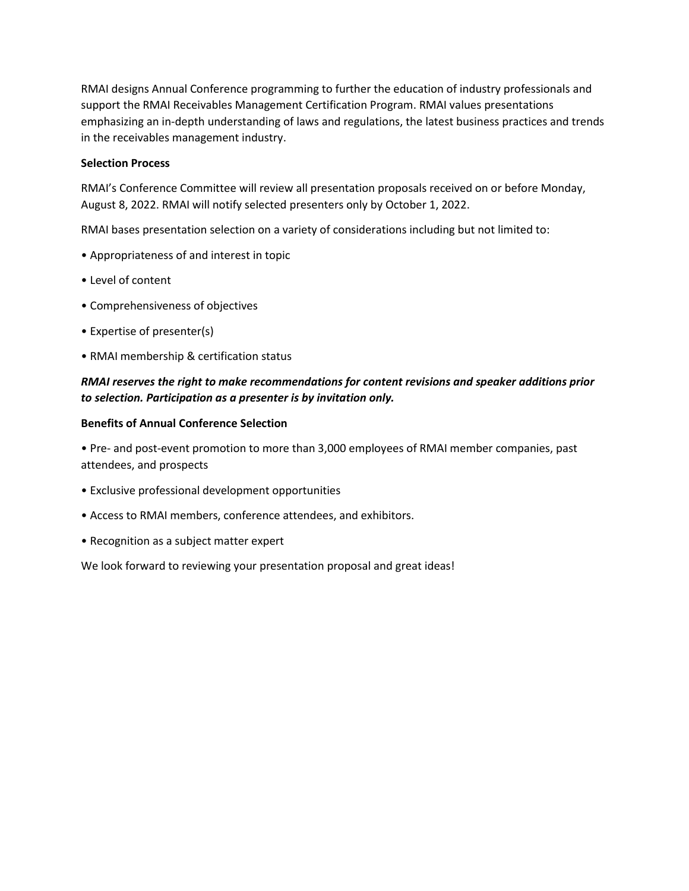RMAI designs Annual Conference programming to further the education of industry professionals and support the RMAI Receivables Management Certification Program. RMAI values presentations emphasizing an in-depth understanding of laws and regulations, the latest business practices and trends in the receivables management industry.

**Selection Process**

RMAI's Conference Committee will review all presentation proposals received on or before Monday, August 8, 2022. RMAI will notify selected presenters only by October 1, 2022.

RMAI bases presentation selection on a variety of considerations including but not limited to:

- Appropriateness of and interest in topic
- Level of content
- Comprehensiveness of objectives
- Expertise of presenter(s)
- RMAI membership & certification status

***RMAI reserves the right to make recommendations for content revisions and speaker additions prior to selection. Participation as a presenter is by invitation only.***

**Benefits of Annual Conference Selection**

- Pre- and post-event promotion to more than 3,000 employees of RMAI member companies, past attendees, and prospects
- Exclusive professional development opportunities
- Access to RMAI members, conference attendees, and exhibitors.
- Recognition as a subject matter expert

We look forward to reviewing your presentation proposal and great ideas!